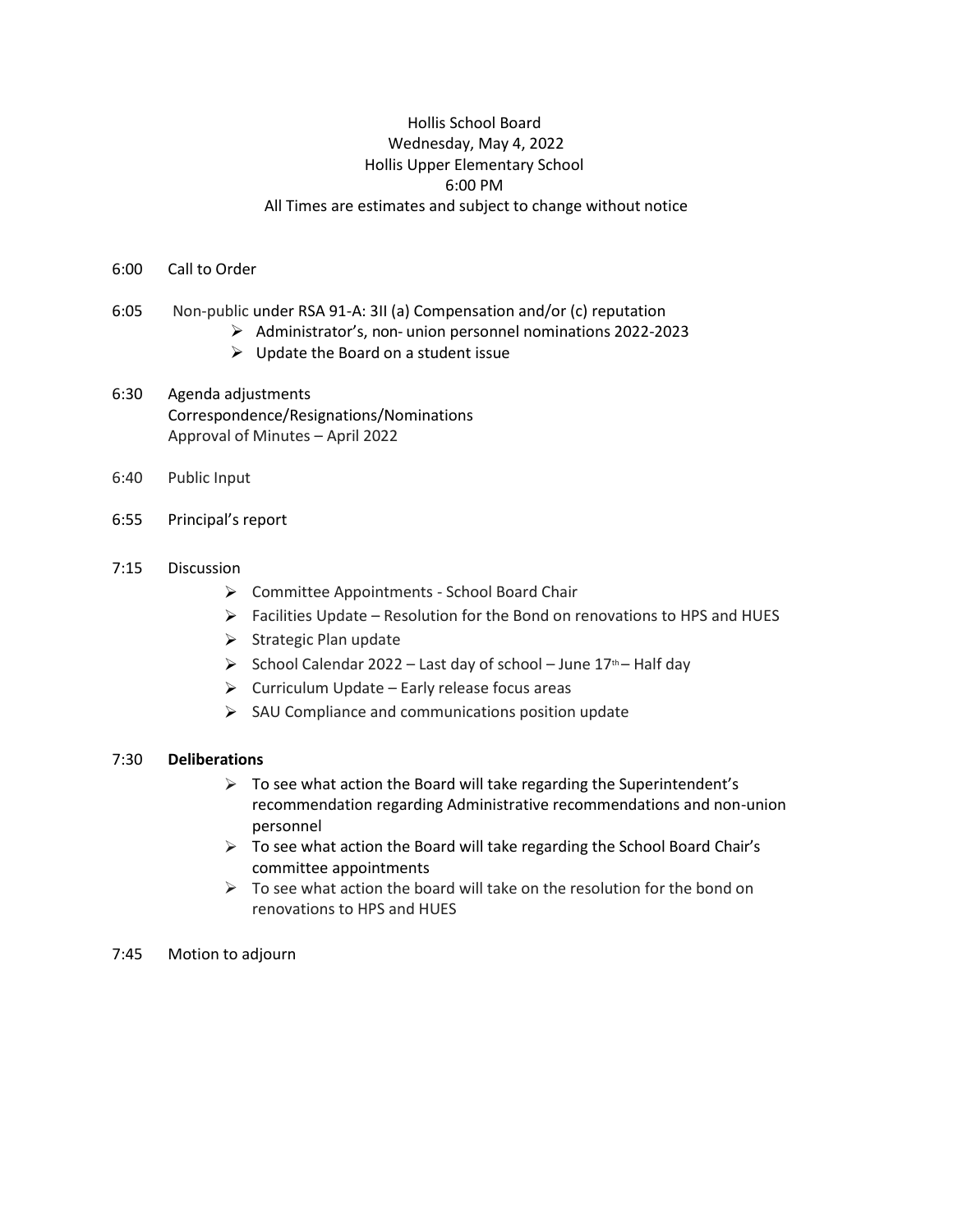Hollis School Board
Wednesday, May 4, 2022
Hollis Upper Elementary School
6:00 PM
All Times are estimates and subject to change without notice

6:00 Call to Order

6:05 Non-public under RSA 91-A: 3II (a) Compensation and/or (c) reputation

- Administrator's, non- union personnel nominations 2022-2023
- Update the Board on a student issue

6:30 Agenda adjustments
Correspondence/Resignations/Nominations
Approval of Minutes – April 2022

6:40 Public Input

6:55 Principal's report

7:15 Discussion

- Committee Appointments - School Board Chair
- Facilities Update – Resolution for the Bond on renovations to HPS and HUES
- Strategic Plan update
- School Calendar 2022 – Last day of school – June 17th – Half day
- Curriculum Update – Early release focus areas
- SAU Compliance and communications position update

7:30 **Deliberations**

- To see what action the Board will take regarding the Superintendent's recommendation regarding Administrative recommendations and non-union personnel
- To see what action the Board will take regarding the School Board Chair's committee appointments
- To see what action the board will take on the resolution for the bond on renovations to HPS and HUES

7:45 Motion to adjourn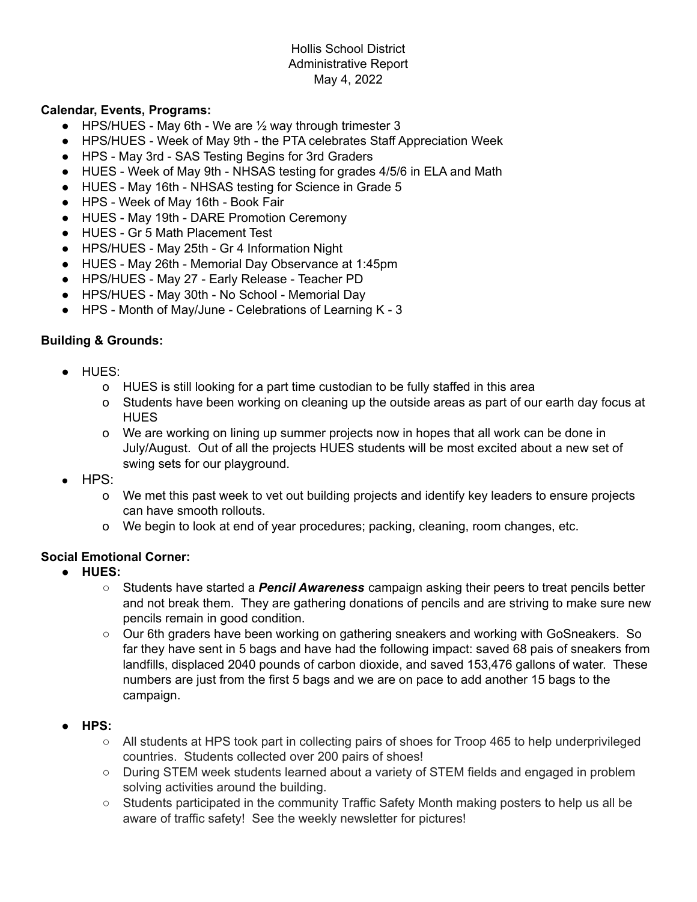Hollis School District
Administrative Report
May 4, 2022

**Calendar, Events, Programs:**

- HPS/HUES - May 6th - We are ½ way through trimester 3
- HPS/HUES - Week of May 9th - the PTA celebrates Staff Appreciation Week
- HPS - May 3rd - SAS Testing Begins for 3rd Graders
- HUES - Week of May 9th - NHSAS testing for grades 4/5/6 in ELA and Math
- HUES - May 16th - NHSAS testing for Science in Grade 5
- HPS - Week of May 16th - Book Fair
- HUES - May 19th - DARE Promotion Ceremony
- HUES - Gr 5 Math Placement Test
- HPS/HUES - May 25th - Gr 4 Information Night
- HUES - May 26th - Memorial Day Observance at 1:45pm
- HPS/HUES - May 27 - Early Release - Teacher PD
- HPS/HUES - May 30th - No School - Memorial Day
- HPS - Month of May/June - Celebrations of Learning K - 3

**Building & Grounds:**

- HUES:
  - HUES is still looking for a part time custodian to be fully staffed in this area
  - Students have been working on cleaning up the outside areas as part of our earth day focus at HUES
  - We are working on lining up summer projects now in hopes that all work can be done in July/August. Out of all the projects HUES students will be most excited about a new set of swing sets for our playground.
- HPS:
  - We met this past week to vet out building projects and identify key leaders to ensure projects can have smooth rollouts.
  - We begin to look at end of year procedures; packing, cleaning, room changes, etc.

**Social Emotional Corner:**

- **HUES:**
  - Students have started a ***Pencil Awareness*** campaign asking their peers to treat pencils better and not break them. They are gathering donations of pencils and are striving to make sure new pencils remain in good condition.
  - Our 6th graders have been working on gathering sneakers and working with GoSneakers. So far they have sent in 5 bags and have had the following impact: saved 68 pais of sneakers from landfills, displaced 2040 pounds of carbon dioxide, and saved 153,476 gallons of water. These numbers are just from the first 5 bags and we are on pace to add another 15 bags to the campaign.

- **HPS:**
  - All students at HPS took part in collecting pairs of shoes for Troop 465 to help underprivileged countries. Students collected over 200 pairs of shoes!
  - During STEM week students learned about a variety of STEM fields and engaged in problem solving activities around the building.
  - Students participated in the community Traffic Safety Month making posters to help us all be aware of traffic safety! See the weekly newsletter for pictures!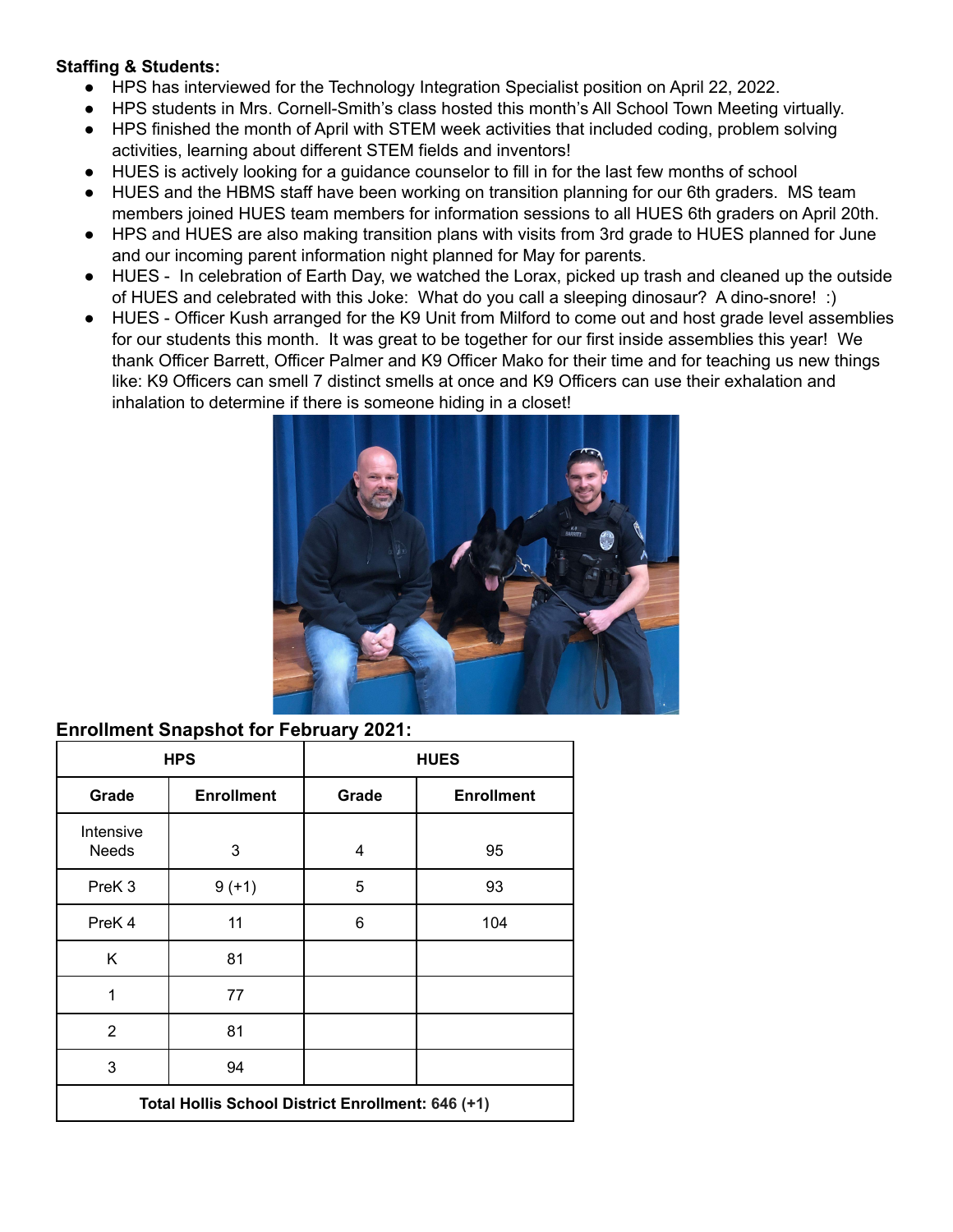**Staffing & Students:**

- HPS has interviewed for the Technology Integration Specialist position on April 22, 2022.
- HPS students in Mrs. Cornell-Smith's class hosted this month's All School Town Meeting virtually.
- HPS finished the month of April with STEM week activities that included coding, problem solving activities, learning about different STEM fields and inventors!
- HUES is actively looking for a guidance counselor to fill in for the last few months of school
- HUES and the HBMS staff have been working on transition planning for our 6th graders. MS team members joined HUES team members for information sessions to all HUES 6th graders on April 20th.
- HPS and HUES are also making transition plans with visits from 3rd grade to HUES planned for June and our incoming parent information night planned for May for parents.
- HUES - In celebration of Earth Day, we watched the Lorax, picked up trash and cleaned up the outside of HUES and celebrated with this Joke: What do you call a sleeping dinosaur? A dino-snore! :)
- HUES - Officer Kush arranged for the K9 Unit from Milford to come out and host grade level assemblies for our students this month. It was great to be together for our first inside assemblies this year! We thank Officer Barrett, Officer Palmer and K9 Officer Mako for their time and for teaching us new things like: K9 Officers can smell 7 distinct smells at once and K9 Officers can use their exhalation and inhalation to determine if there is someone hiding in a closet!

**Enrollment Snapshot for February 2021:**

| HPS | | HUES | |
|---|---|---|---|
| **Grade** | **Enrollment** | **Grade** | **Enrollment** |
| Intensive Needs | 3 | 4 | 95 |
| PreK 3 | 9 (+1) | 5 | 93 |
| PreK 4 | 11 | 6 | 104 |
| K | 81 | | |
| 1 | 77 | | |
| 2 | 81 | | |
| 3 | 94 | | |
| **Total Hollis School District Enrollment: 646 (+1)** | | | |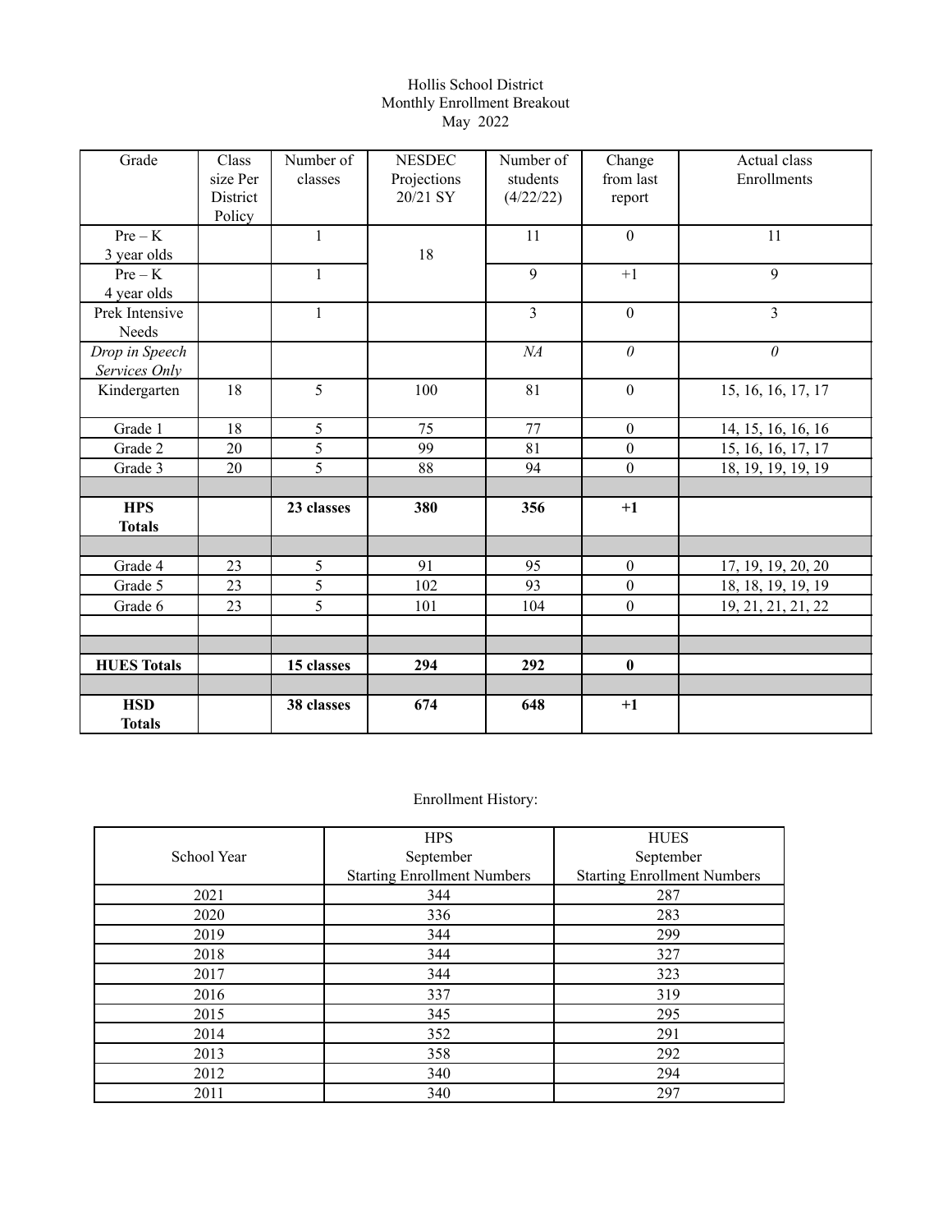Hollis School District
Monthly Enrollment Breakout
May 2022

| Grade | Class size Per District Policy | Number of classes | NESDEC Projections 20/21 SY | Number of students (4/22/22) | Change from last report | Actual class Enrollments |
|---|---|---|---|---|---|---|
| Pre – K 3 year olds | | 1 | 18 | 11 | 0 | 11 |
| Pre – K 4 year olds | | 1 | | 9 | +1 | 9 |
| Prek Intensive Needs | | 1 | | 3 | 0 | 3 |
| *Drop in Speech Services Only* | | | | *NA* | *0* | *0* |
| Kindergarten | 18 | 5 | 100 | 81 | 0 | 15, 16, 16, 17, 17 |
| Grade 1 | 18 | 5 | 75 | 77 | 0 | 14, 15, 16, 16, 16 |
| Grade 2 | 20 | 5 | 99 | 81 | 0 | 15, 16, 16, 17, 17 |
| Grade 3 | 20 | 5 | 88 | 94 | 0 | 18, 19, 19, 19, 19 |
| | | | | | | |
| **HPS Totals** | | **23 classes** | **380** | **356** | **+1** | |
| | | | | | | |
| Grade 4 | 23 | 5 | 91 | 95 | 0 | 17, 19, 19, 20, 20 |
| Grade 5 | 23 | 5 | 102 | 93 | 0 | 18, 18, 19, 19, 19 |
| Grade 6 | 23 | 5 | 101 | 104 | 0 | 19, 21, 21, 21, 22 |
| | | | | | | |
| | | | | | | |
| **HUES Totals** | | **15 classes** | **294** | **292** | **0** | |
| | | | | | | |
| **HSD Totals** | | **38 classes** | **674** | **648** | **+1** | |

Enrollment History:

| School Year | HPS September Starting Enrollment Numbers | HUES September Starting Enrollment Numbers |
|---|---|---|
| 2021 | 344 | 287 |
| 2020 | 336 | 283 |
| 2019 | 344 | 299 |
| 2018 | 344 | 327 |
| 2017 | 344 | 323 |
| 2016 | 337 | 319 |
| 2015 | 345 | 295 |
| 2014 | 352 | 291 |
| 2013 | 358 | 292 |
| 2012 | 340 | 294 |
| 2011 | 340 | 297 |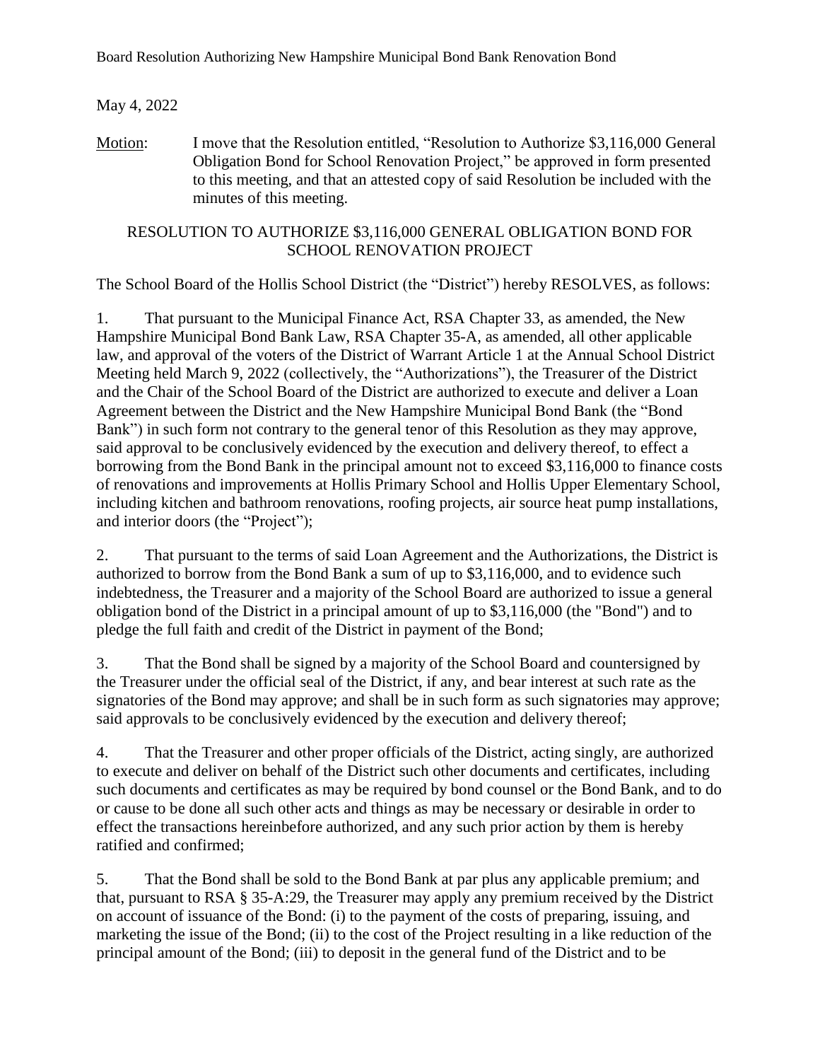Board Resolution Authorizing New Hampshire Municipal Bond Bank Renovation Bond

May 4, 2022

Motion: I move that the Resolution entitled, "Resolution to Authorize $3,116,000 General Obligation Bond for School Renovation Project," be approved in form presented to this meeting, and that an attested copy of said Resolution be included with the minutes of this meeting.

## RESOLUTION TO AUTHORIZE $3,116,000 GENERAL OBLIGATION BOND FOR SCHOOL RENOVATION PROJECT

The School Board of the Hollis School District (the "District") hereby RESOLVES, as follows:

1. That pursuant to the Municipal Finance Act, RSA Chapter 33, as amended, the New Hampshire Municipal Bond Bank Law, RSA Chapter 35-A, as amended, all other applicable law, and approval of the voters of the District of Warrant Article 1 at the Annual School District Meeting held March 9, 2022 (collectively, the "Authorizations"), the Treasurer of the District and the Chair of the School Board of the District are authorized to execute and deliver a Loan Agreement between the District and the New Hampshire Municipal Bond Bank (the "Bond Bank") in such form not contrary to the general tenor of this Resolution as they may approve, said approval to be conclusively evidenced by the execution and delivery thereof, to effect a borrowing from the Bond Bank in the principal amount not to exceed $3,116,000 to finance costs of renovations and improvements at Hollis Primary School and Hollis Upper Elementary School, including kitchen and bathroom renovations, roofing projects, air source heat pump installations, and interior doors (the "Project");

2. That pursuant to the terms of said Loan Agreement and the Authorizations, the District is authorized to borrow from the Bond Bank a sum of up to $3,116,000, and to evidence such indebtedness, the Treasurer and a majority of the School Board are authorized to issue a general obligation bond of the District in a principal amount of up to $3,116,000 (the "Bond") and to pledge the full faith and credit of the District in payment of the Bond;

3. That the Bond shall be signed by a majority of the School Board and countersigned by the Treasurer under the official seal of the District, if any, and bear interest at such rate as the signatories of the Bond may approve; and shall be in such form as such signatories may approve; said approvals to be conclusively evidenced by the execution and delivery thereof;

4. That the Treasurer and other proper officials of the District, acting singly, are authorized to execute and deliver on behalf of the District such other documents and certificates, including such documents and certificates as may be required by bond counsel or the Bond Bank, and to do or cause to be done all such other acts and things as may be necessary or desirable in order to effect the transactions hereinbefore authorized, and any such prior action by them is hereby ratified and confirmed;

5. That the Bond shall be sold to the Bond Bank at par plus any applicable premium; and that, pursuant to RSA § 35-A:29, the Treasurer may apply any premium received by the District on account of issuance of the Bond: (i) to the payment of the costs of preparing, issuing, and marketing the issue of the Bond; (ii) to the cost of the Project resulting in a like reduction of the principal amount of the Bond; (iii) to deposit in the general fund of the District and to be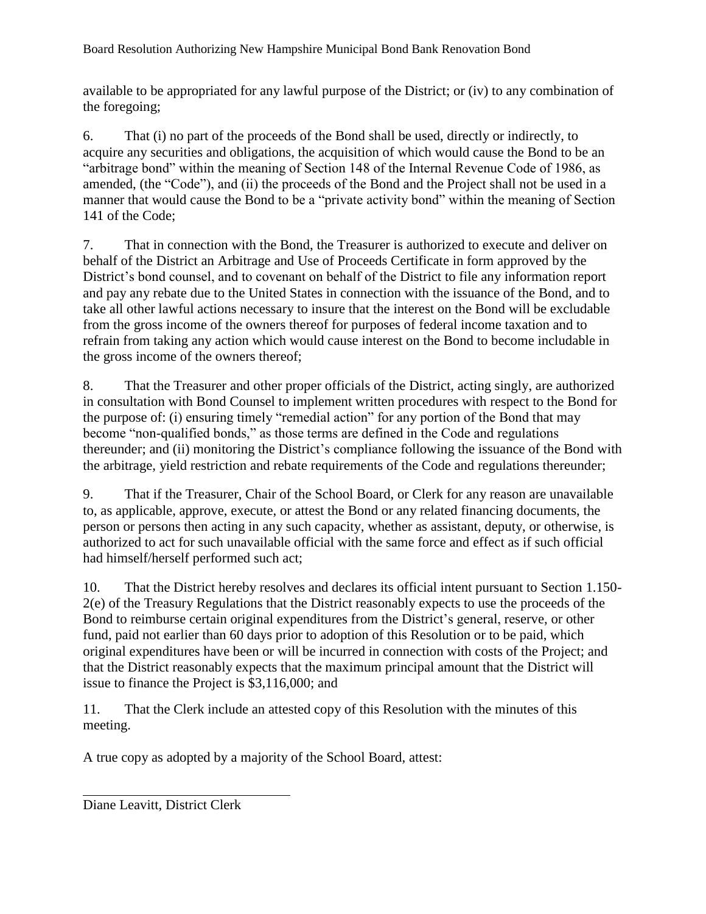available to be appropriated for any lawful purpose of the District; or (iv) to any combination of the foregoing;

6. That (i) no part of the proceeds of the Bond shall be used, directly or indirectly, to acquire any securities and obligations, the acquisition of which would cause the Bond to be an "arbitrage bond" within the meaning of Section 148 of the Internal Revenue Code of 1986, as amended, (the "Code"), and (ii) the proceeds of the Bond and the Project shall not be used in a manner that would cause the Bond to be a "private activity bond" within the meaning of Section 141 of the Code;

7. That in connection with the Bond, the Treasurer is authorized to execute and deliver on behalf of the District an Arbitrage and Use of Proceeds Certificate in form approved by the District's bond counsel, and to covenant on behalf of the District to file any information report and pay any rebate due to the United States in connection with the issuance of the Bond, and to take all other lawful actions necessary to insure that the interest on the Bond will be excludable from the gross income of the owners thereof for purposes of federal income taxation and to refrain from taking any action which would cause interest on the Bond to become includable in the gross income of the owners thereof;

8. That the Treasurer and other proper officials of the District, acting singly, are authorized in consultation with Bond Counsel to implement written procedures with respect to the Bond for the purpose of: (i) ensuring timely "remedial action" for any portion of the Bond that may become "non-qualified bonds," as those terms are defined in the Code and regulations thereunder; and (ii) monitoring the District's compliance following the issuance of the Bond with the arbitrage, yield restriction and rebate requirements of the Code and regulations thereunder;

9. That if the Treasurer, Chair of the School Board, or Clerk for any reason are unavailable to, as applicable, approve, execute, or attest the Bond or any related financing documents, the person or persons then acting in any such capacity, whether as assistant, deputy, or otherwise, is authorized to act for such unavailable official with the same force and effect as if such official had himself/herself performed such act;

10. That the District hereby resolves and declares its official intent pursuant to Section 1.150-2(e) of the Treasury Regulations that the District reasonably expects to use the proceeds of the Bond to reimburse certain original expenditures from the District's general, reserve, or other fund, paid not earlier than 60 days prior to adoption of this Resolution or to be paid, which original expenditures have been or will be incurred in connection with costs of the Project; and that the District reasonably expects that the maximum principal amount that the District will issue to finance the Project is $3,116,000; and

11. That the Clerk include an attested copy of this Resolution with the minutes of this meeting.

A true copy as adopted by a majority of the School Board, attest:

\_\_\_\_\_\_\_\_\_\_\_\_\_\_\_\_\_\_\_\_\_\_\_\_\_\_\_\_\_\_\_\_

Diane Leavitt, District Clerk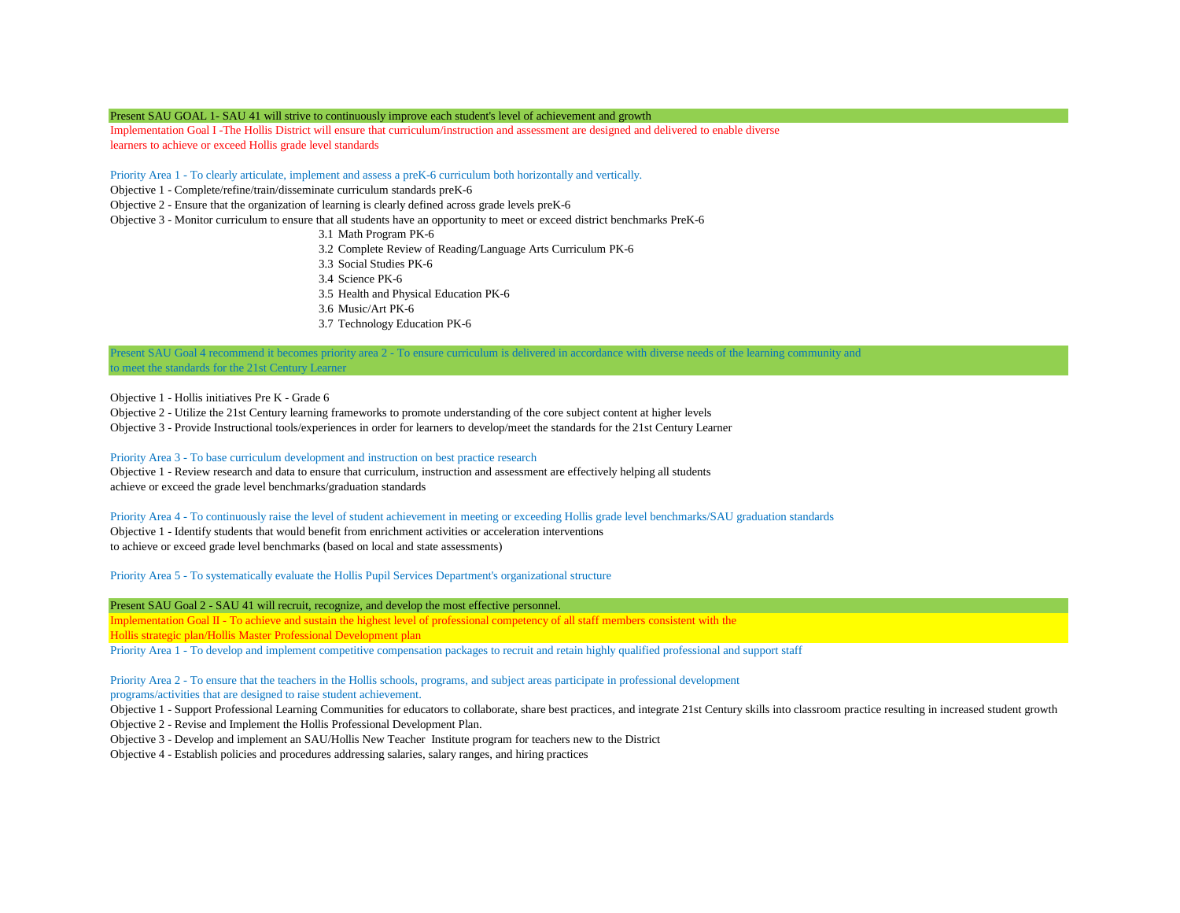Present SAU GOAL 1- SAU 41 will strive to continuously improve each student's level of achievement and growth

Implementation Goal I -The Hollis District will ensure that curriculum/instruction and assessment are designed and delivered to enable diverse learners to achieve or exceed Hollis grade level standards

Priority Area 1 - To clearly articulate, implement and assess a preK-6 curriculum both horizontally and vertically.

Objective 1 - Complete/refine/train/disseminate curriculum standards preK-6

Objective 2 - Ensure that the organization of learning is clearly defined across grade levels preK-6

Objective 3 - Monitor curriculum to ensure that all students have an opportunity to meet or exceed district benchmarks PreK-6

- 3.1 Math Program PK-6
- 3.2 Complete Review of Reading/Language Arts Curriculum PK-6
- 3.3 Social Studies PK-6
- 3.4 Science PK-6
- 3.5 Health and Physical Education PK-6
- 3.6 Music/Art PK-6
- 3.7 Technology Education PK-6

Present SAU Goal 4 recommend it becomes priority area 2 - To ensure curriculum is delivered in accordance with diverse needs of the learning community and to meet the standards for the 21st Century Learner

Objective 1 - Hollis initiatives Pre K - Grade 6

Objective 2 - Utilize the 21st Century learning frameworks to promote understanding of the core subject content at higher levels

Objective 3 - Provide Instructional tools/experiences in order for learners to develop/meet the standards for the 21st Century Learner

Priority Area 3 - To base curriculum development and instruction on best practice research

Objective 1 - Review research and data to ensure that curriculum, instruction and assessment are effectively helping all students achieve or exceed the grade level benchmarks/graduation standards

Priority Area 4 - To continuously raise the level of student achievement in meeting or exceeding Hollis grade level benchmarks/SAU graduation standards

Objective 1 - Identify students that would benefit from enrichment activities or acceleration interventions to achieve or exceed grade level benchmarks (based on local and state assessments)

Priority Area 5 - To systematically evaluate the Hollis Pupil Services Department's organizational structure

Present SAU Goal 2 - SAU 41 will recruit, recognize, and develop the most effective personnel.

Implementation Goal II - To achieve and sustain the highest level of professional competency of all staff members consistent with the Hollis strategic plan/Hollis Master Professional Development plan

Priority Area 1 - To develop and implement competitive compensation packages to recruit and retain highly qualified professional and support staff

Priority Area 2 - To ensure that the teachers in the Hollis schools, programs, and subject areas participate in professional development programs/activities that are designed to raise student achievement.

Objective 1 - Support Professional Learning Communities for educators to collaborate, share best practices, and integrate 21st Century skills into classroom practice resulting in increased student growth

Objective 2 - Revise and Implement the Hollis Professional Development Plan.

Objective 3 - Develop and implement an SAU/Hollis New Teacher Institute program for teachers new to the District

Objective 4 - Establish policies and procedures addressing salaries, salary ranges, and hiring practices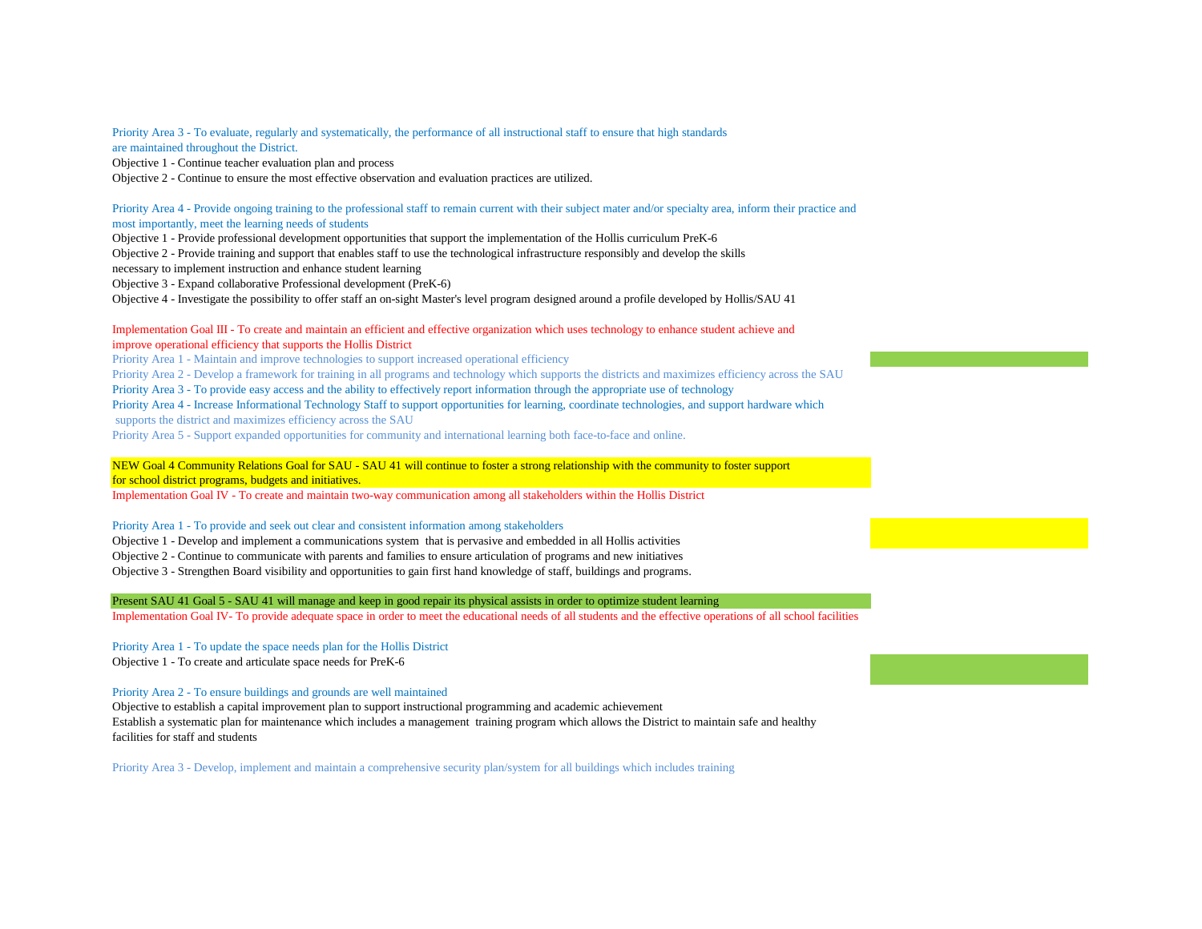Priority Area 3 - To evaluate, regularly and systematically, the performance of all instructional staff to ensure that high standards are maintained throughout the District.

Objective 1 - Continue teacher evaluation plan and process

Objective 2 - Continue to ensure the most effective observation and evaluation practices are utilized.

Priority Area 4 - Provide ongoing training to the professional staff to remain current with their subject mater and/or specialty area, inform their practice and most importantly, meet the learning needs of students

Objective 1 - Provide professional development opportunities that support the implementation of the Hollis curriculum PreK-6

Objective 2 - Provide training and support that enables staff to use the technological infrastructure responsibly and develop the skills necessary to implement instruction and enhance student learning

Objective 3 - Expand collaborative Professional development (PreK-6)

Objective 4 - Investigate the possibility to offer staff an on-sight Master's level program designed around a profile developed by Hollis/SAU 41

Implementation Goal III - To create and maintain an efficient and effective organization which uses technology to enhance student achieve and improve operational efficiency that supports the Hollis District

Priority Area 1 - Maintain and improve technologies to support increased operational efficiency

Priority Area 2 - Develop a framework for training in all programs and technology which supports the districts and maximizes efficiency across the SAU

Priority Area 3 - To provide easy access and the ability to effectively report information through the appropriate use of technology

Priority Area 4 - Increase Informational Technology Staff to support opportunities for learning, coordinate technologies, and support hardware which supports the district and maximizes efficiency across the SAU

Priority Area 5 - Support expanded opportunities for community and international learning both face-to-face and online.

NEW Goal 4 Community Relations Goal for SAU - SAU 41 will continue to foster a strong relationship with the community to foster support for school district programs, budgets and initiatives.

Implementation Goal IV - To create and maintain two-way communication among all stakeholders within the Hollis District

Priority Area 1 - To provide and seek out clear and consistent information among stakeholders

Objective 1 - Develop and implement a communications system that is pervasive and embedded in all Hollis activities

Objective 2 - Continue to communicate with parents and families to ensure articulation of programs and new initiatives

Objective 3 - Strengthen Board visibility and opportunities to gain first hand knowledge of staff, buildings and programs.

Present SAU 41 Goal 5 - SAU 41 will manage and keep in good repair its physical assists in order to optimize student learning

Implementation Goal IV- To provide adequate space in order to meet the educational needs of all students and the effective operations of all school facilities

Priority Area 1 - To update the space needs plan for the Hollis District

Objective 1 - To create and articulate space needs for PreK-6

Priority Area 2 - To ensure buildings and grounds are well maintained

Objective to establish a capital improvement plan to support instructional programming and academic achievement

Establish a systematic plan for maintenance which includes a management training program which allows the District to maintain safe and healthy facilities for staff and students

Priority Area 3 - Develop, implement and maintain a comprehensive security plan/system for all buildings which includes training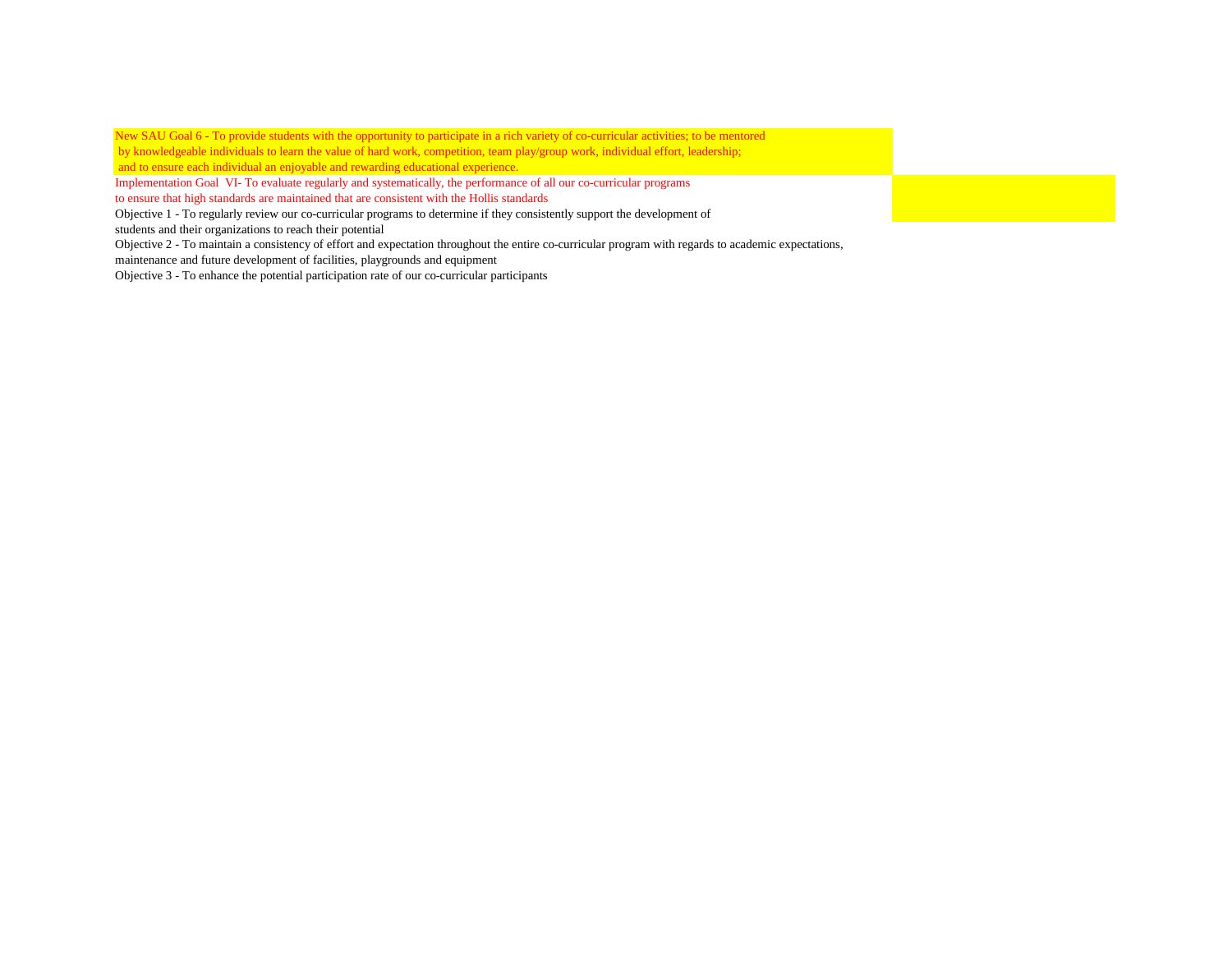New SAU Goal 6 - To provide students with the opportunity to participate in a rich variety of co-curricular activities; to be mentored by knowledgeable individuals to learn the value of hard work, competition, team play/group work, individual effort, leadership; and to ensure each individual an enjoyable and rewarding educational experience.

Implementation Goal VI- To evaluate regularly and systematically, the performance of all our co-curricular programs to ensure that high standards are maintained that are consistent with the Hollis standards

Objective 1 - To regularly review our co-curricular programs to determine if they consistently support the development of students and their organizations to reach their potential

Objective 2 - To maintain a consistency of effort and expectation throughout the entire co-curricular program with regards to academic expectations, maintenance and future development of facilities, playgrounds and equipment

Objective 3 - To enhance the potential participation rate of our co-curricular participants